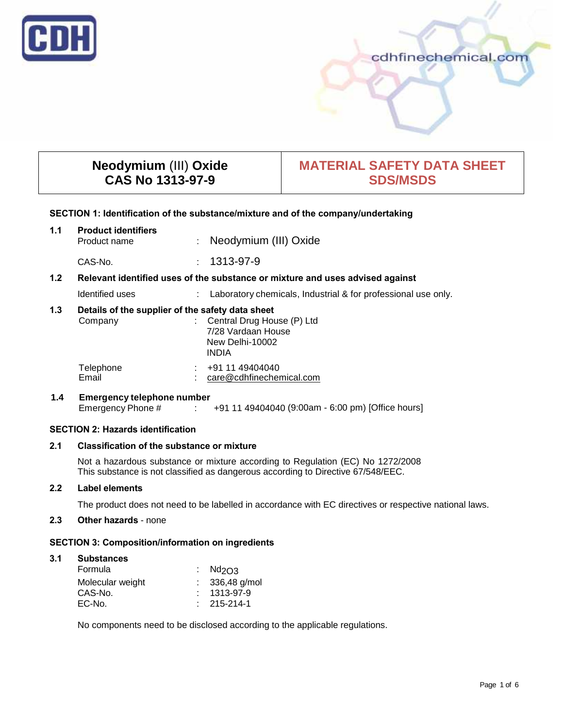# Neodymium (III) Oxide
## CAS No 1313-97-9

## MATERIAL SAFETY DATA SHEET SDS/MSDS

### SECTION 1: Identification of the substance/mixture and of the company/undertaking

**1.1 Product identifiers**

Product name : Neodymium (III) Oxide

CAS-No. : 1313-97-9

**1.2 Relevant identified uses of the substance or mixture and uses advised against**

Identified uses : Laboratory chemicals, Industrial & for professional use only.

**1.3 Details of the supplier of the safety data sheet**

Company : Central Drug House (P) Ltd
7/28 Vardaan House
New Delhi-10002
INDIA

Telephone : +91 11 49404040
Email : care@cdhfinechemical.com

**1.4 Emergency telephone number**

Emergency Phone # : +91 11 49404040 (9:00am - 6:00 pm) [Office hours]

### SECTION 2: Hazards identification

**2.1 Classification of the substance or mixture**

Not a hazardous substance or mixture according to Regulation (EC) No 1272/2008
This substance is not classified as dangerous according to Directive 67/548/EEC.

**2.2 Label elements**

The product does not need to be labelled in accordance with EC directives or respective national laws.

**2.3 Other hazards** - none

### SECTION 3: Composition/information on ingredients

**3.1 Substances**

Formula : $Nd_2O_3$
Molecular weight : 336,48 g/mol
CAS-No. : 1313-97-9
EC-No. : 215-214-1

No components need to be disclosed according to the applicable regulations.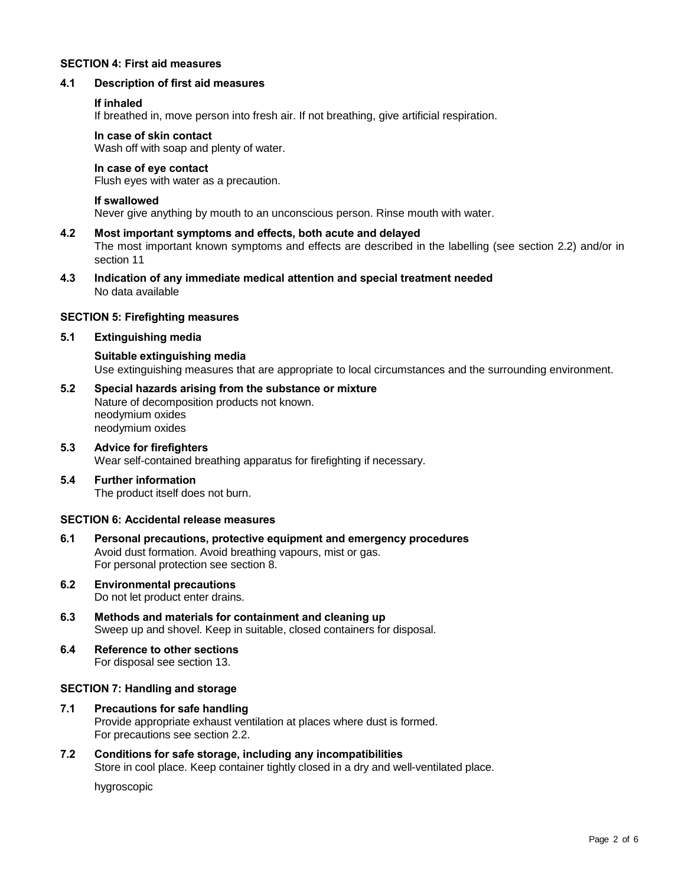## SECTION 4: First aid measures

### 4.1 Description of first aid measures

**If inhaled**
If breathed in, move person into fresh air. If not breathing, give artificial respiration.

**In case of skin contact**
Wash off with soap and plenty of water.

**In case of eye contact**
Flush eyes with water as a precaution.

**If swallowed**
Never give anything by mouth to an unconscious person. Rinse mouth with water.

### 4.2 Most important symptoms and effects, both acute and delayed

The most important known symptoms and effects are described in the labelling (see section 2.2) and/or in section 11

### 4.3 Indication of any immediate medical attention and special treatment needed

No data available

## SECTION 5: Firefighting measures

### 5.1 Extinguishing media

**Suitable extinguishing media**
Use extinguishing measures that are appropriate to local circumstances and the surrounding environment.

### 5.2 Special hazards arising from the substance or mixture

Nature of decomposition products not known.
neodymium oxides
neodymium oxides

### 5.3 Advice for firefighters

Wear self-contained breathing apparatus for firefighting if necessary.

### 5.4 Further information

The product itself does not burn.

## SECTION 6: Accidental release measures

### 6.1 Personal precautions, protective equipment and emergency procedures

Avoid dust formation. Avoid breathing vapours, mist or gas.
For personal protection see section 8.

### 6.2 Environmental precautions

Do not let product enter drains.

### 6.3 Methods and materials for containment and cleaning up

Sweep up and shovel. Keep in suitable, closed containers for disposal.

### 6.4 Reference to other sections

For disposal see section 13.

## SECTION 7: Handling and storage

### 7.1 Precautions for safe handling

Provide appropriate exhaust ventilation at places where dust is formed.
For precautions see section 2.2.

### 7.2 Conditions for safe storage, including any incompatibilities

Store in cool place. Keep container tightly closed in a dry and well-ventilated place.

hygroscopic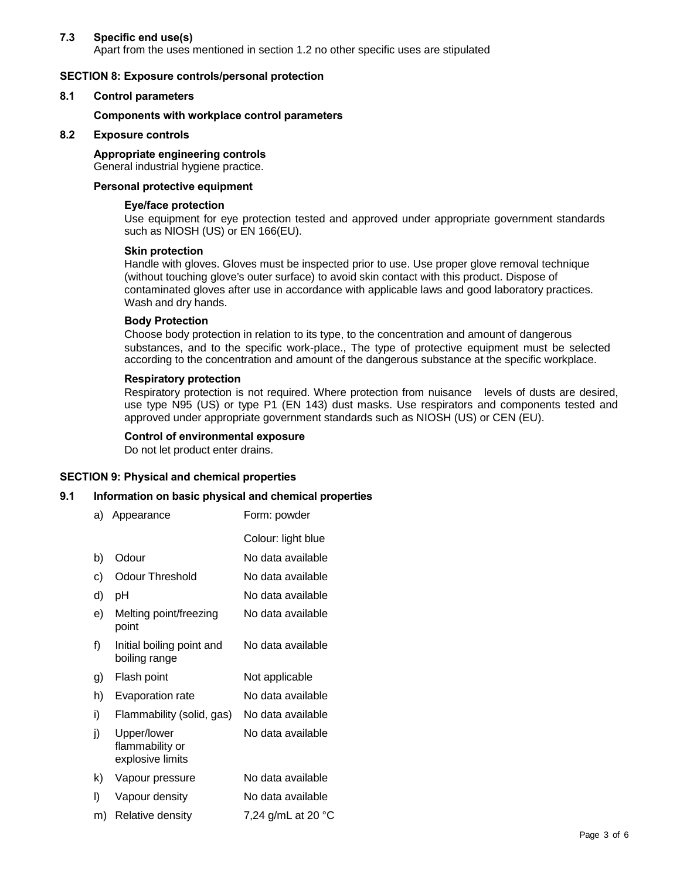### 7.3 Specific end use(s)

Apart from the uses mentioned in section 1.2 no other specific uses are stipulated

## SECTION 8: Exposure controls/personal protection

### 8.1 Control parameters

**Components with workplace control parameters**

### 8.2 Exposure controls

**Appropriate engineering controls**

General industrial hygiene practice.

**Personal protective equipment**

**Eye/face protection**

Use equipment for eye protection tested and approved under appropriate government standards such as NIOSH (US) or EN 166(EU).

**Skin protection**

Handle with gloves. Gloves must be inspected prior to use. Use proper glove removal technique (without touching glove's outer surface) to avoid skin contact with this product. Dispose of contaminated gloves after use in accordance with applicable laws and good laboratory practices. Wash and dry hands.

**Body Protection**

Choose body protection in relation to its type, to the concentration and amount of dangerous substances, and to the specific work-place., The type of protective equipment must be selected according to the concentration and amount of the dangerous substance at the specific workplace.

**Respiratory protection**

Respiratory protection is not required. Where protection from nuisance levels of dusts are desired, use type N95 (US) or type P1 (EN 143) dust masks. Use respirators and components tested and approved under appropriate government standards such as NIOSH (US) or CEN (EU).

**Control of environmental exposure**

Do not let product enter drains.

## SECTION 9: Physical and chemical properties

### 9.1 Information on basic physical and chemical properties

| | Property | Value |
|---|---|---|
| a) | Appearance | Form: powder<br>Colour: light blue |
| b) | Odour | No data available |
| c) | Odour Threshold | No data available |
| d) | pH | No data available |
| e) | Melting point/freezing point | No data available |
| f) | Initial boiling point and boiling range | No data available |
| g) | Flash point | Not applicable |
| h) | Evaporation rate | No data available |
| i) | Flammability (solid, gas) | No data available |
| j) | Upper/lower flammability or explosive limits | No data available |
| k) | Vapour pressure | No data available |
| l) | Vapour density | No data available |
| m) | Relative density | 7,24 g/mL at 20 °C |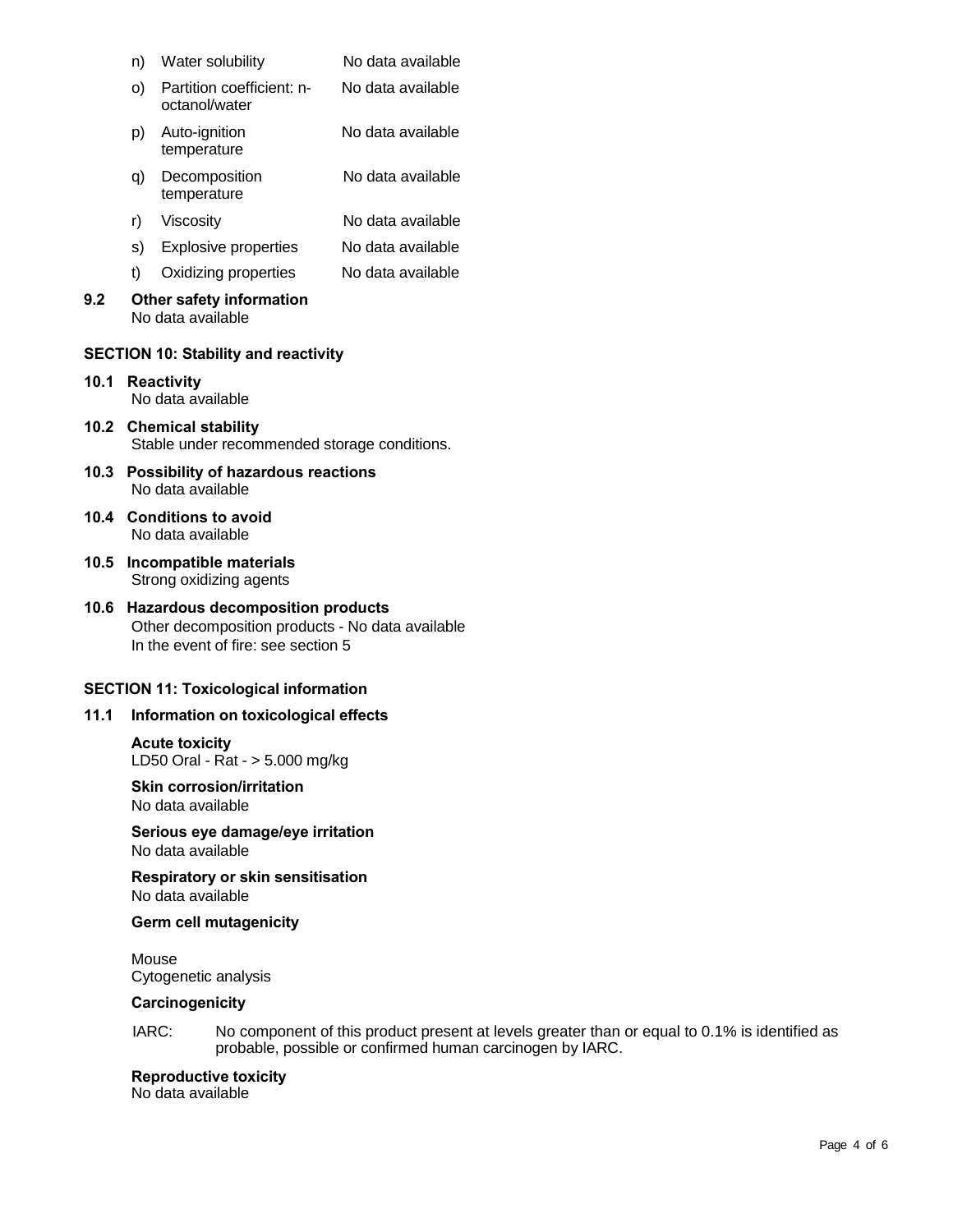| | | |
|---|---|---|
| n) | Water solubility | No data available |
| o) | Partition coefficient: n-octanol/water | No data available |
| p) | Auto-ignition temperature | No data available |
| q) | Decomposition temperature | No data available |
| r) | Viscosity | No data available |
| s) | Explosive properties | No data available |
| t) | Oxidizing properties | No data available |

**9.2 Other safety information**
No data available

## SECTION 10: Stability and reactivity

**10.1 Reactivity**
No data available

**10.2 Chemical stability**
Stable under recommended storage conditions.

**10.3 Possibility of hazardous reactions**
No data available

**10.4 Conditions to avoid**
No data available

**10.5 Incompatible materials**
Strong oxidizing agents

**10.6 Hazardous decomposition products**
Other decomposition products - No data available
In the event of fire: see section 5

## SECTION 11: Toxicological information

**11.1 Information on toxicological effects**

**Acute toxicity**
LD50 Oral - Rat - > 5.000 mg/kg

**Skin corrosion/irritation**
No data available

**Serious eye damage/eye irritation**
No data available

**Respiratory or skin sensitisation**
No data available

**Germ cell mutagenicity**

Mouse
Cytogenetic analysis

**Carcinogenicity**

IARC: No component of this product present at levels greater than or equal to 0.1% is identified as probable, possible or confirmed human carcinogen by IARC.

**Reproductive toxicity**
No data available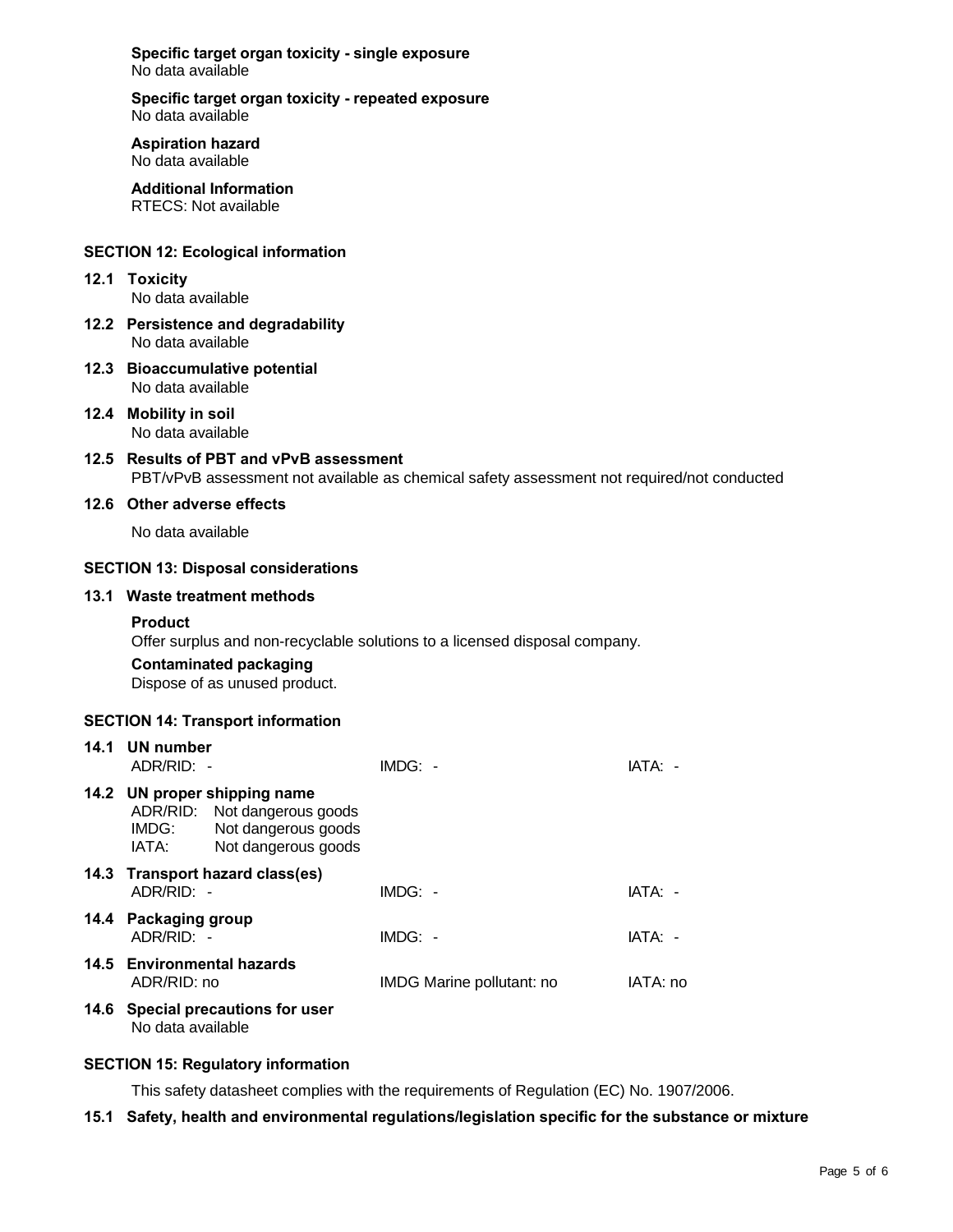**Specific target organ toxicity - single exposure**
No data available

**Specific target organ toxicity - repeated exposure**
No data available

**Aspiration hazard**
No data available

**Additional Information**
RTECS: Not available

## SECTION 12: Ecological information

### 12.1 Toxicity
No data available

### 12.2 Persistence and degradability
No data available

### 12.3 Bioaccumulative potential
No data available

### 12.4 Mobility in soil
No data available

### 12.5 Results of PBT and vPvB assessment
PBT/vPvB assessment not available as chemical safety assessment not required/not conducted

### 12.6 Other adverse effects
No data available

## SECTION 13: Disposal considerations

### 13.1 Waste treatment methods

**Product**
Offer surplus and non-recyclable solutions to a licensed disposal company.

**Contaminated packaging**
Dispose of as unused product.

## SECTION 14: Transport information

### 14.1 UN number
| ADR/RID: - | IMDG: - | IATA: - |
|---|---|---|

### 14.2 UN proper shipping name
ADR/RID: Not dangerous goods
IMDG: Not dangerous goods
IATA: Not dangerous goods

### 14.3 Transport hazard class(es)
| ADR/RID: - | IMDG: - | IATA: - |
|---|---|---|

### 14.4 Packaging group
| ADR/RID: - | IMDG: - | IATA: - |
|---|---|---|

### 14.5 Environmental hazards
| ADR/RID: no | IMDG Marine pollutant: no | IATA: no |
|---|---|---|

### 14.6 Special precautions for user
No data available

## SECTION 15: Regulatory information

This safety datasheet complies with the requirements of Regulation (EC) No. 1907/2006.

### 15.1 Safety, health and environmental regulations/legislation specific for the substance or mixture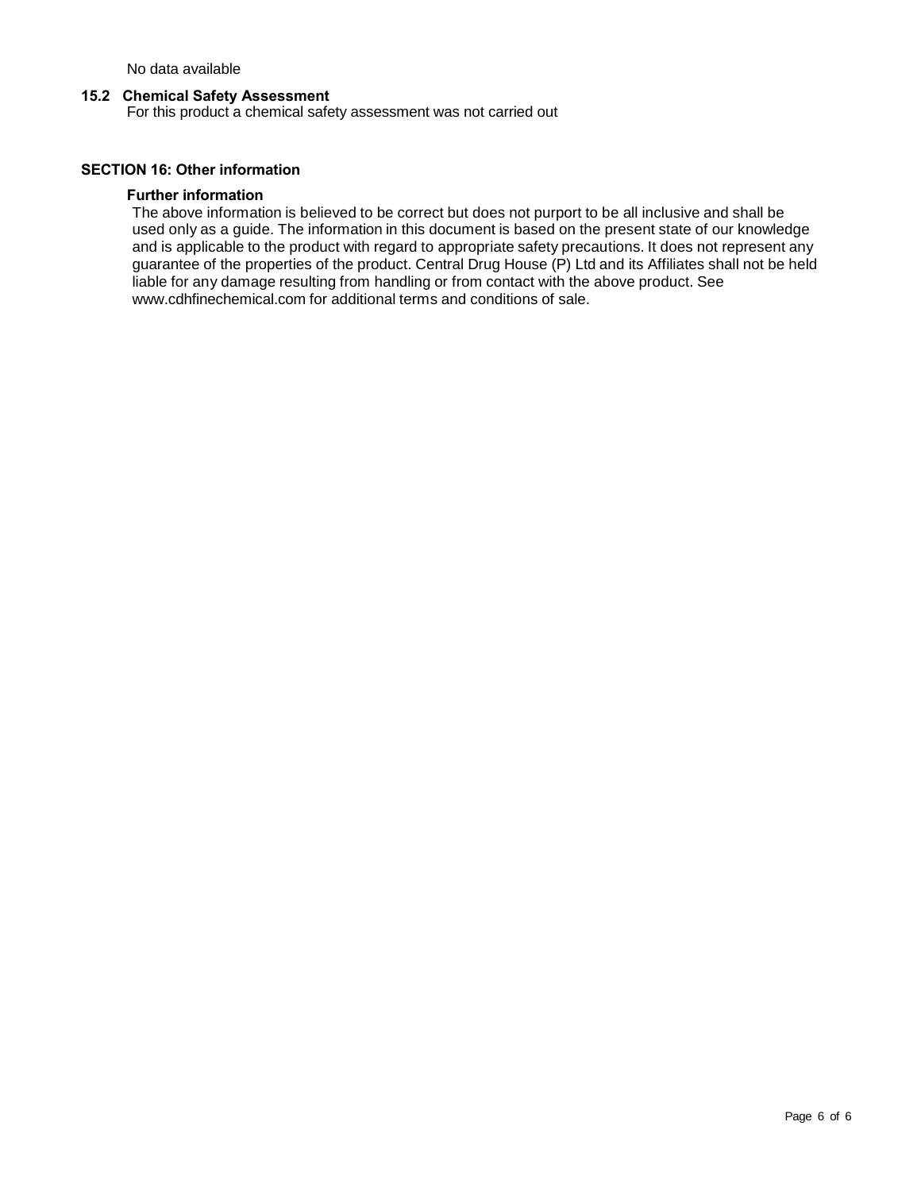No data available

### 15.2 Chemical Safety Assessment

For this product a chemical safety assessment was not carried out

## SECTION 16: Other information

**Further information**

The above information is believed to be correct but does not purport to be all inclusive and shall be used only as a guide. The information in this document is based on the present state of our knowledge and is applicable to the product with regard to appropriate safety precautions. It does not represent any guarantee of the properties of the product. Central Drug House (P) Ltd and its Affiliates shall not be held liable for any damage resulting from handling or from contact with the above product. See www.cdhfinechemical.com for additional terms and conditions of sale.